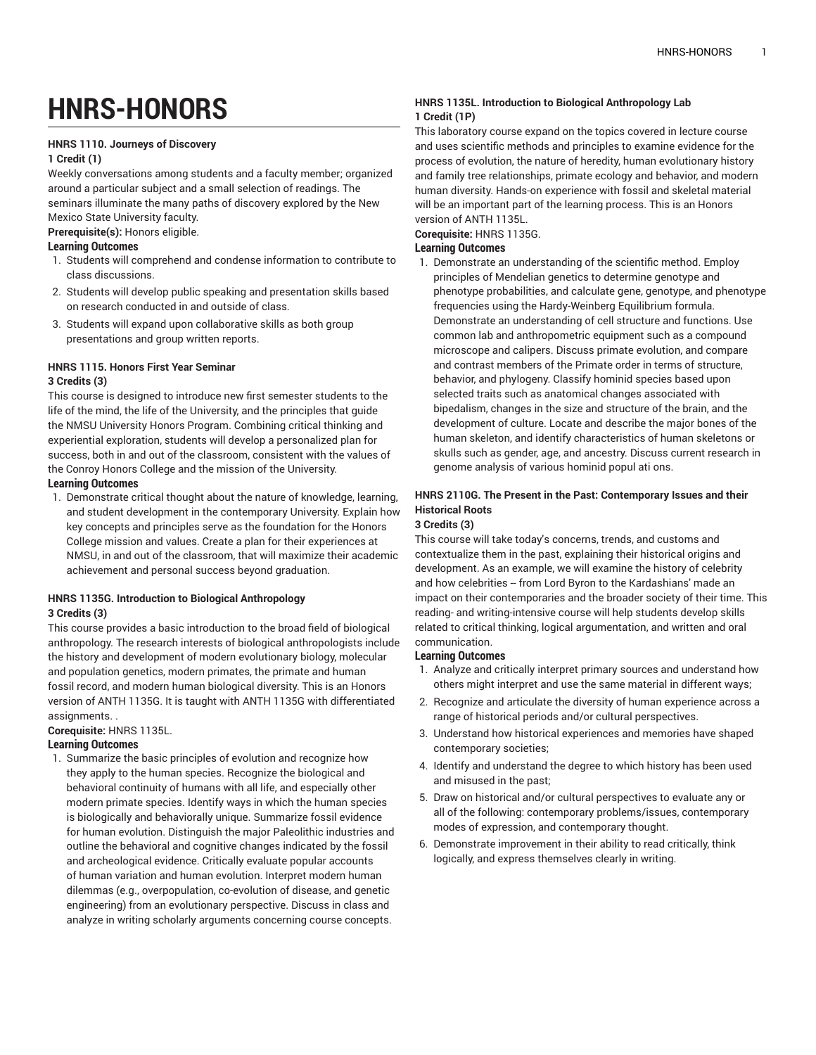# HNRS-HONORS

**HNRS 1110. Journeys of Discovery**
**1 Credit (1)**

Weekly conversations among students and a faculty member; organized around a particular subject and a small selection of readings. The seminars illuminate the many paths of discovery explored by the New Mexico State University faculty.

**Prerequisite(s):** Honors eligible.

**Learning Outcomes**

1. Students will comprehend and condense information to contribute to class discussions.
2. Students will develop public speaking and presentation skills based on research conducted in and outside of class.
3. Students will expand upon collaborative skills as both group presentations and group written reports.

**HNRS 1115. Honors First Year Seminar**
**3 Credits (3)**

This course is designed to introduce new first semester students to the life of the mind, the life of the University, and the principles that guide the NMSU University Honors Program. Combining critical thinking and experiential exploration, students will develop a personalized plan for success, both in and out of the classroom, consistent with the values of the Conroy Honors College and the mission of the University.

**Learning Outcomes**

1. Demonstrate critical thought about the nature of knowledge, learning, and student development in the contemporary University. Explain how key concepts and principles serve as the foundation for the Honors College mission and values. Create a plan for their experiences at NMSU, in and out of the classroom, that will maximize their academic achievement and personal success beyond graduation.

**HNRS 1135G. Introduction to Biological Anthropology**
**3 Credits (3)**

This course provides a basic introduction to the broad field of biological anthropology. The research interests of biological anthropologists include the history and development of modern evolutionary biology, molecular and population genetics, modern primates, the primate and human fossil record, and modern human biological diversity. This is an Honors version of ANTH 1135G. It is taught with ANTH 1135G with differentiated assignments. .

**Corequisite:** HNRS 1135L.

**Learning Outcomes**

1. Summarize the basic principles of evolution and recognize how they apply to the human species. Recognize the biological and behavioral continuity of humans with all life, and especially other modern primate species. Identify ways in which the human species is biologically and behaviorally unique. Summarize fossil evidence for human evolution. Distinguish the major Paleolithic industries and outline the behavioral and cognitive changes indicated by the fossil and archeological evidence. Critically evaluate popular accounts of human variation and human evolution. Interpret modern human dilemmas (e.g., overpopulation, co-evolution of disease, and genetic engineering) from an evolutionary perspective. Discuss in class and analyze in writing scholarly arguments concerning course concepts.

**HNRS 1135L. Introduction to Biological Anthropology Lab**
**1 Credit (1P)**

This laboratory course expand on the topics covered in lecture course and uses scientific methods and principles to examine evidence for the process of evolution, the nature of heredity, human evolutionary history and family tree relationships, primate ecology and behavior, and modern human diversity. Hands-on experience with fossil and skeletal material will be an important part of the learning process. This is an Honors version of ANTH 1135L.

**Corequisite:** HNRS 1135G.

**Learning Outcomes**

1. Demonstrate an understanding of the scientific method. Employ principles of Mendelian genetics to determine genotype and phenotype probabilities, and calculate gene, genotype, and phenotype frequencies using the Hardy-Weinberg Equilibrium formula. Demonstrate an understanding of cell structure and functions. Use common lab and anthropometric equipment such as a compound microscope and calipers. Discuss primate evolution, and compare and contrast members of the Primate order in terms of structure, behavior, and phylogeny. Classify hominid species based upon selected traits such as anatomical changes associated with bipedalism, changes in the size and structure of the brain, and the development of culture. Locate and describe the major bones of the human skeleton, and identify characteristics of human skeletons or skulls such as gender, age, and ancestry. Discuss current research in genome analysis of various hominid popul ati ons.

**HNRS 2110G. The Present in the Past: Contemporary Issues and their Historical Roots**
**3 Credits (3)**

This course will take today's concerns, trends, and customs and contextualize them in the past, explaining their historical origins and development. As an example, we will examine the history of celebrity and how celebrities -- from Lord Byron to the Kardashians' made an impact on their contemporaries and the broader society of their time. This reading- and writing-intensive course will help students develop skills related to critical thinking, logical argumentation, and written and oral communication.

**Learning Outcomes**

1. Analyze and critically interpret primary sources and understand how others might interpret and use the same material in different ways;
2. Recognize and articulate the diversity of human experience across a range of historical periods and/or cultural perspectives.
3. Understand how historical experiences and memories have shaped contemporary societies;
4. Identify and understand the degree to which history has been used and misused in the past;
5. Draw on historical and/or cultural perspectives to evaluate any or all of the following: contemporary problems/issues, contemporary modes of expression, and contemporary thought.
6. Demonstrate improvement in their ability to read critically, think logically, and express themselves clearly in writing.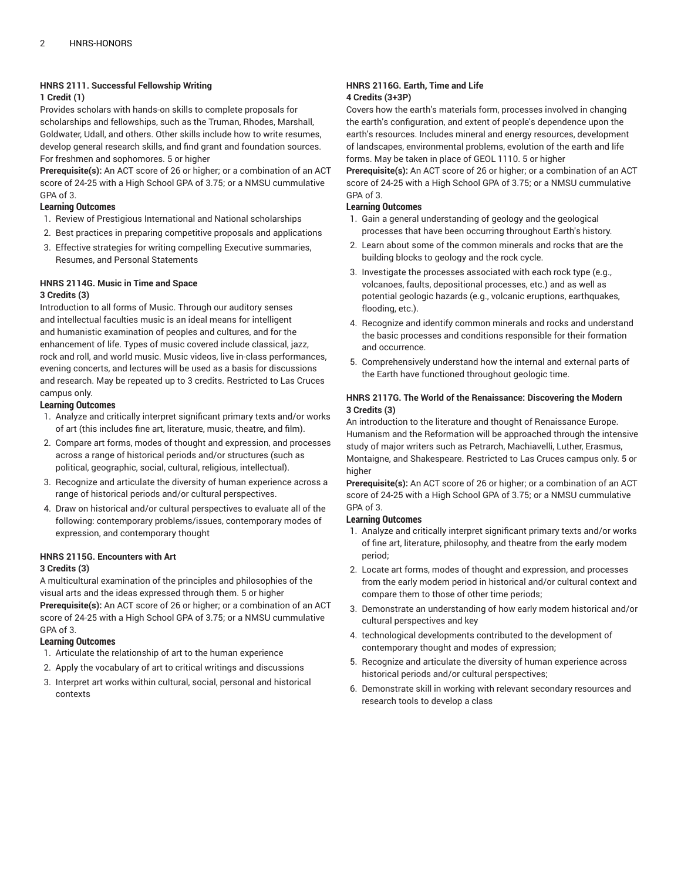### HNRS 2111. Successful Fellowship Writing

**1 Credit (1)**

Provides scholars with hands-on skills to complete proposals for scholarships and fellowships, such as the Truman, Rhodes, Marshall, Goldwater, Udall, and others. Other skills include how to write resumes, develop general research skills, and find grant and foundation sources. For freshmen and sophomores. 5 or higher

**Prerequisite(s):** An ACT score of 26 or higher; or a combination of an ACT score of 24-25 with a High School GPA of 3.75; or a NMSU cummulative GPA of 3.

**Learning Outcomes**

1. Review of Prestigious International and National scholarships
2. Best practices in preparing competitive proposals and applications
3. Effective strategies for writing compelling Executive summaries, Resumes, and Personal Statements

### HNRS 2114G. Music in Time and Space

**3 Credits (3)**

Introduction to all forms of Music. Through our auditory senses and intellectual faculties music is an ideal means for intelligent and humanistic examination of peoples and cultures, and for the enhancement of life. Types of music covered include classical, jazz, rock and roll, and world music. Music videos, live in-class performances, evening concerts, and lectures will be used as a basis for discussions and research. May be repeated up to 3 credits. Restricted to Las Cruces campus only.

**Learning Outcomes**

1. Analyze and critically interpret significant primary texts and/or works of art (this includes fine art, literature, music, theatre, and film).
2. Compare art forms, modes of thought and expression, and processes across a range of historical periods and/or structures (such as political, geographic, social, cultural, religious, intellectual).
3. Recognize and articulate the diversity of human experience across a range of historical periods and/or cultural perspectives.
4. Draw on historical and/or cultural perspectives to evaluate all of the following: contemporary problems/issues, contemporary modes of expression, and contemporary thought

### HNRS 2115G. Encounters with Art

**3 Credits (3)**

A multicultural examination of the principles and philosophies of the visual arts and the ideas expressed through them. 5 or higher

**Prerequisite(s):** An ACT score of 26 or higher; or a combination of an ACT score of 24-25 with a High School GPA of 3.75; or a NMSU cummulative GPA of 3.

**Learning Outcomes**

1. Articulate the relationship of art to the human experience
2. Apply the vocabulary of art to critical writings and discussions
3. Interpret art works within cultural, social, personal and historical contexts

### HNRS 2116G. Earth, Time and Life

**4 Credits (3+3P)**

Covers how the earth's materials form, processes involved in changing the earth's configuration, and extent of people's dependence upon the earth's resources. Includes mineral and energy resources, development of landscapes, environmental problems, evolution of the earth and life forms. May be taken in place of GEOL 1110. 5 or higher

**Prerequisite(s):** An ACT score of 26 or higher; or a combination of an ACT score of 24-25 with a High School GPA of 3.75; or a NMSU cummulative GPA of 3.

**Learning Outcomes**

1. Gain a general understanding of geology and the geological processes that have been occurring throughout Earth's history.
2. Learn about some of the common minerals and rocks that are the building blocks to geology and the rock cycle.
3. Investigate the processes associated with each rock type (e.g., volcanoes, faults, depositional processes, etc.) and as well as potential geologic hazards (e.g., volcanic eruptions, earthquakes, flooding, etc.).
4. Recognize and identify common minerals and rocks and understand the basic processes and conditions responsible for their formation and occurrence.
5. Comprehensively understand how the internal and external parts of the Earth have functioned throughout geologic time.

### HNRS 2117G. The World of the Renaissance: Discovering the Modern

**3 Credits (3)**

An introduction to the literature and thought of Renaissance Europe. Humanism and the Reformation will be approached through the intensive study of major writers such as Petrarch, Machiavelli, Luther, Erasmus, Montaigne, and Shakespeare. Restricted to Las Cruces campus only. 5 or higher

**Prerequisite(s):** An ACT score of 26 or higher; or a combination of an ACT score of 24-25 with a High School GPA of 3.75; or a NMSU cummulative GPA of 3.

**Learning Outcomes**

1. Analyze and critically interpret significant primary texts and/or works of fine art, literature, philosophy, and theatre from the early modem period;
2. Locate art forms, modes of thought and expression, and processes from the early modem period in historical and/or cultural context and compare them to those of other time periods;
3. Demonstrate an understanding of how early modem historical and/or cultural perspectives and key
4. technological developments contributed to the development of contemporary thought and modes of expression;
5. Recognize and articulate the diversity of human experience across historical periods and/or cultural perspectives;
6. Demonstrate skill in working with relevant secondary resources and research tools to develop a class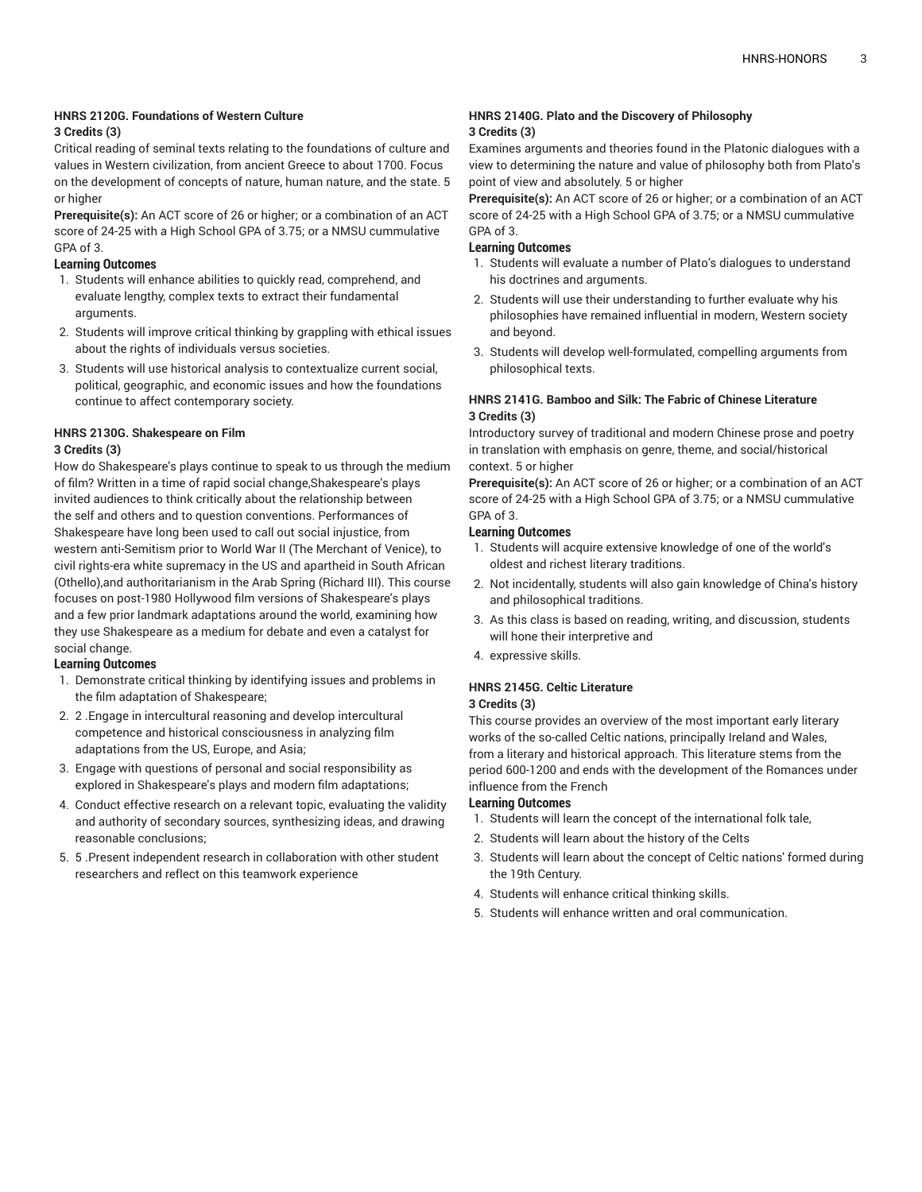### HNRS 2120G. Foundations of Western Culture

**3 Credits (3)**

Critical reading of seminal texts relating to the foundations of culture and values in Western civilization, from ancient Greece to about 1700. Focus on the development of concepts of nature, human nature, and the state. 5 or higher

**Prerequisite(s):** An ACT score of 26 or higher; or a combination of an ACT score of 24-25 with a High School GPA of 3.75; or a NMSU cummulative GPA of 3.

#### Learning Outcomes

1. Students will enhance abilities to quickly read, comprehend, and evaluate lengthy, complex texts to extract their fundamental arguments.
2. Students will improve critical thinking by grappling with ethical issues about the rights of individuals versus societies.
3. Students will use historical analysis to contextualize current social, political, geographic, and economic issues and how the foundations continue to affect contemporary society.

### HNRS 2130G. Shakespeare on Film

**3 Credits (3)**

How do Shakespeare's plays continue to speak to us through the medium of film? Written in a time of rapid social change,Shakespeare's plays invited audiences to think critically about the relationship between the self and others and to question conventions. Performances of Shakespeare have long been used to call out social injustice, from western anti-Semitism prior to World War II (The Merchant of Venice), to civil rights-era white supremacy in the US and apartheid in South African (Othello),and authoritarianism in the Arab Spring (Richard III). This course focuses on post-1980 Hollywood film versions of Shakespeare's plays and a few prior landmark adaptations around the world, examining how they use Shakespeare as a medium for debate and even a catalyst for social change.

#### Learning Outcomes

1. Demonstrate critical thinking by identifying issues and problems in the film adaptation of Shakespeare;
2. 2 .Engage in intercultural reasoning and develop intercultural competence and historical consciousness in analyzing film adaptations from the US, Europe, and Asia;
3. Engage with questions of personal and social responsibility as explored in Shakespeare's plays and modern film adaptations;
4. Conduct effective research on a relevant topic, evaluating the validity and authority of secondary sources, synthesizing ideas, and drawing reasonable conclusions;
5. 5 .Present independent research in collaboration with other student researchers and reflect on this teamwork experience

### HNRS 2140G. Plato and the Discovery of Philosophy

**3 Credits (3)**

Examines arguments and theories found in the Platonic dialogues with a view to determining the nature and value of philosophy both from Plato's point of view and absolutely. 5 or higher

**Prerequisite(s):** An ACT score of 26 or higher; or a combination of an ACT score of 24-25 with a High School GPA of 3.75; or a NMSU cummulative GPA of 3.

#### Learning Outcomes

1. Students will evaluate a number of Plato's dialogues to understand his doctrines and arguments.
2. Students will use their understanding to further evaluate why his philosophies have remained influential in modern, Western society and beyond.
3. Students will develop well-formulated, compelling arguments from philosophical texts.

### HNRS 2141G. Bamboo and Silk: The Fabric of Chinese Literature

**3 Credits (3)**

Introductory survey of traditional and modern Chinese prose and poetry in translation with emphasis on genre, theme, and social/historical context. 5 or higher

**Prerequisite(s):** An ACT score of 26 or higher; or a combination of an ACT score of 24-25 with a High School GPA of 3.75; or a NMSU cummulative GPA of 3.

#### Learning Outcomes

1. Students will acquire extensive knowledge of one of the world's oldest and richest literary traditions.
2. Not incidentally, students will also gain knowledge of China's history and philosophical traditions.
3. As this class is based on reading, writing, and discussion, students will hone their interpretive and
4. expressive skills.

### HNRS 2145G. Celtic Literature

**3 Credits (3)**

This course provides an overview of the most important early literary works of the so-called Celtic nations, principally Ireland and Wales, from a literary and historical approach. This literature stems from the period 600-1200 and ends with the development of the Romances under influence from the French

#### Learning Outcomes

1. Students will learn the concept of the international folk tale,
2. Students will learn about the history of the Celts
3. Students will learn about the concept of Celtic nations' formed during the 19th Century.
4. Students will enhance critical thinking skills.
5. Students will enhance written and oral communication.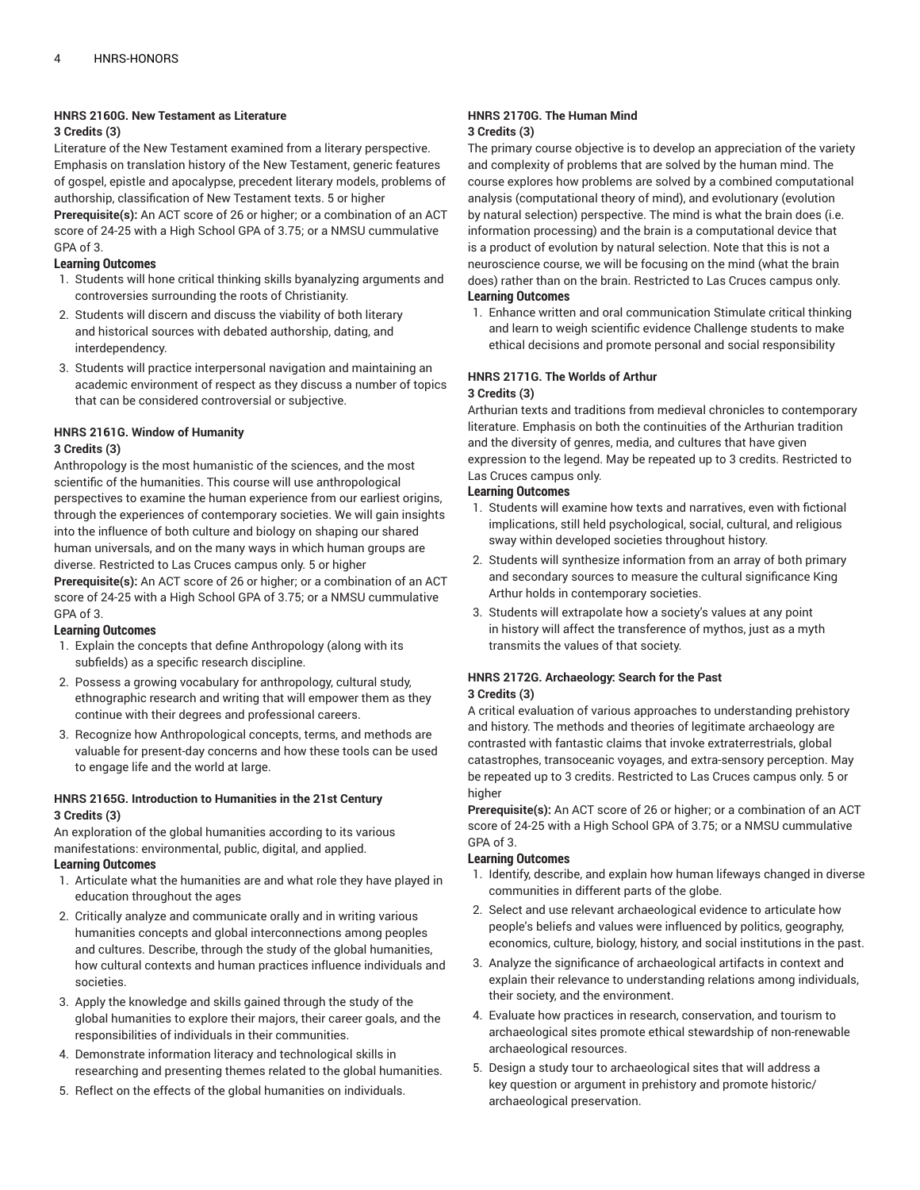### HNRS 2160G. New Testament as Literature

**3 Credits (3)**

Literature of the New Testament examined from a literary perspective. Emphasis on translation history of the New Testament, generic features of gospel, epistle and apocalypse, precedent literary models, problems of authorship, classification of New Testament texts. 5 or higher

**Prerequisite(s):** An ACT score of 26 or higher; or a combination of an ACT score of 24-25 with a High School GPA of 3.75; or a NMSU cummulative GPA of 3.

**Learning Outcomes**

1. Students will hone critical thinking skills byanalyzing arguments and controversies surrounding the roots of Christianity.
2. Students will discern and discuss the viability of both literary and historical sources with debated authorship, dating, and interdependency.
3. Students will practice interpersonal navigation and maintaining an academic environment of respect as they discuss a number of topics that can be considered controversial or subjective.

### HNRS 2161G. Window of Humanity

**3 Credits (3)**

Anthropology is the most humanistic of the sciences, and the most scientific of the humanities. This course will use anthropological perspectives to examine the human experience from our earliest origins, through the experiences of contemporary societies. We will gain insights into the influence of both culture and biology on shaping our shared human universals, and on the many ways in which human groups are diverse. Restricted to Las Cruces campus only. 5 or higher

**Prerequisite(s):** An ACT score of 26 or higher; or a combination of an ACT score of 24-25 with a High School GPA of 3.75; or a NMSU cummulative GPA of 3.

**Learning Outcomes**

1. Explain the concepts that define Anthropology (along with its subfields) as a specific research discipline.
2. Possess a growing vocabulary for anthropology, cultural study, ethnographic research and writing that will empower them as they continue with their degrees and professional careers.
3. Recognize how Anthropological concepts, terms, and methods are valuable for present-day concerns and how these tools can be used to engage life and the world at large.

### HNRS 2165G. Introduction to Humanities in the 21st Century

**3 Credits (3)**

An exploration of the global humanities according to its various manifestations: environmental, public, digital, and applied.

**Learning Outcomes**

1. Articulate what the humanities are and what role they have played in education throughout the ages
2. Critically analyze and communicate orally and in writing various humanities concepts and global interconnections among peoples and cultures. Describe, through the study of the global humanities, how cultural contexts and human practices influence individuals and societies.
3. Apply the knowledge and skills gained through the study of the global humanities to explore their majors, their career goals, and the responsibilities of individuals in their communities.
4. Demonstrate information literacy and technological skills in researching and presenting themes related to the global humanities.
5. Reflect on the effects of the global humanities on individuals.

### HNRS 2170G. The Human Mind

**3 Credits (3)**

The primary course objective is to develop an appreciation of the variety and complexity of problems that are solved by the human mind. The course explores how problems are solved by a combined computational analysis (computational theory of mind), and evolutionary (evolution by natural selection) perspective. The mind is what the brain does (i.e. information processing) and the brain is a computational device that is a product of evolution by natural selection. Note that this is not a neuroscience course, we will be focusing on the mind (what the brain does) rather than on the brain. Restricted to Las Cruces campus only.

**Learning Outcomes**

1. Enhance written and oral communication Stimulate critical thinking and learn to weigh scientific evidence Challenge students to make ethical decisions and promote personal and social responsibility

### HNRS 2171G. The Worlds of Arthur

**3 Credits (3)**

Arthurian texts and traditions from medieval chronicles to contemporary literature. Emphasis on both the continuities of the Arthurian tradition and the diversity of genres, media, and cultures that have given expression to the legend. May be repeated up to 3 credits. Restricted to Las Cruces campus only.

**Learning Outcomes**

1. Students will examine how texts and narratives, even with fictional implications, still held psychological, social, cultural, and religious sway within developed societies throughout history.
2. Students will synthesize information from an array of both primary and secondary sources to measure the cultural significance King Arthur holds in contemporary societies.
3. Students will extrapolate how a society's values at any point in history will affect the transference of mythos, just as a myth transmits the values of that society.

### HNRS 2172G. Archaeology: Search for the Past

**3 Credits (3)**

A critical evaluation of various approaches to understanding prehistory and history. The methods and theories of legitimate archaeology are contrasted with fantastic claims that invoke extraterrestrials, global catastrophes, transoceanic voyages, and extra-sensory perception. May be repeated up to 3 credits. Restricted to Las Cruces campus only. 5 or higher

**Prerequisite(s):** An ACT score of 26 or higher; or a combination of an ACT score of 24-25 with a High School GPA of 3.75; or a NMSU cummulative GPA of 3.

**Learning Outcomes**

1. Identify, describe, and explain how human lifeways changed in diverse communities in different parts of the globe.
2. Select and use relevant archaeological evidence to articulate how people's beliefs and values were influenced by politics, geography, economics, culture, biology, history, and social institutions in the past.
3. Analyze the significance of archaeological artifacts in context and explain their relevance to understanding relations among individuals, their society, and the environment.
4. Evaluate how practices in research, conservation, and tourism to archaeological sites promote ethical stewardship of non-renewable archaeological resources.
5. Design a study tour to archaeological sites that will address a key question or argument in prehistory and promote historic/archaeological preservation.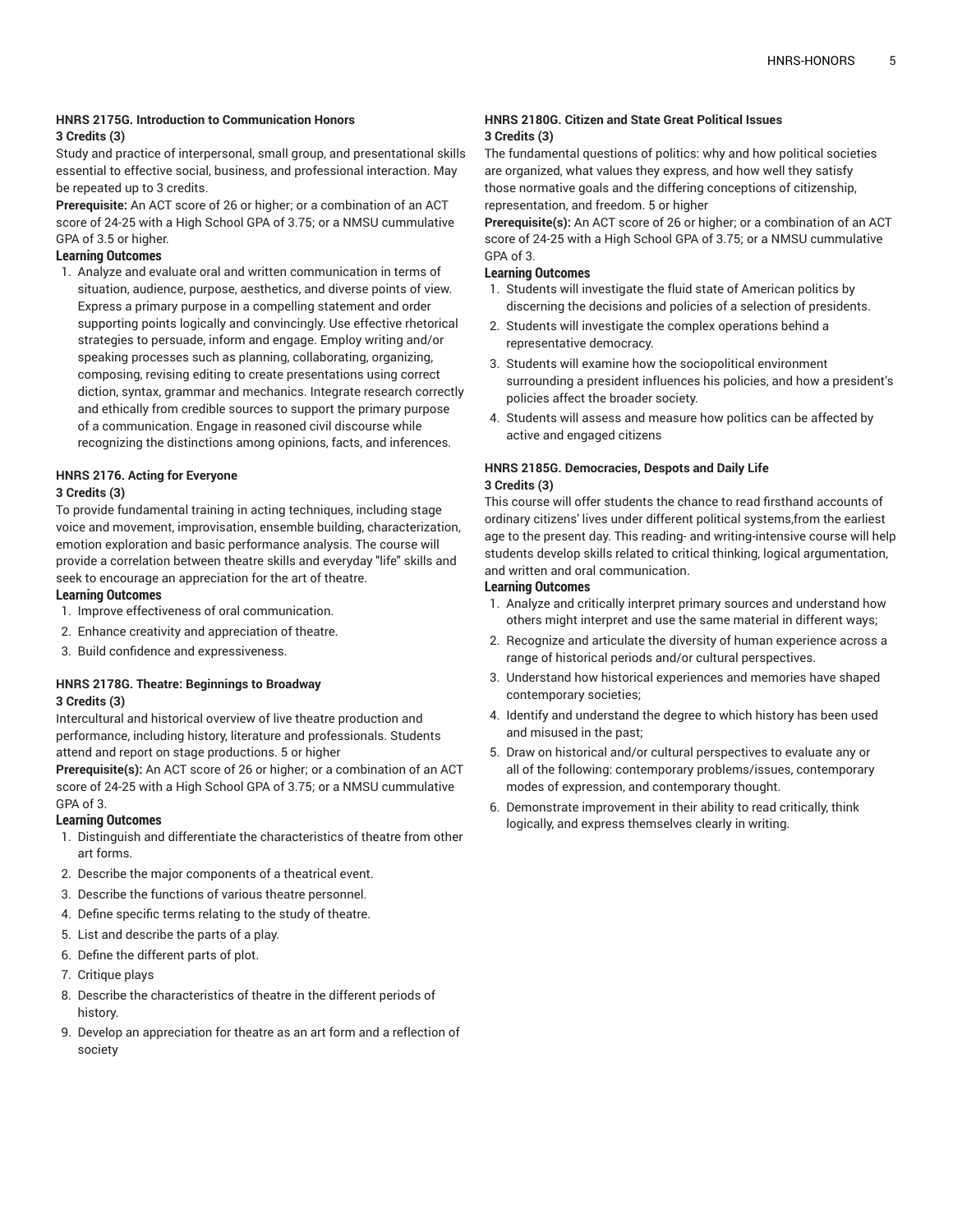#### HNRS 2175G. Introduction to Communication Honors

**3 Credits (3)**

Study and practice of interpersonal, small group, and presentational skills essential to effective social, business, and professional interaction. May be repeated up to 3 credits.

**Prerequisite:** An ACT score of 26 or higher; or a combination of an ACT score of 24-25 with a High School GPA of 3.75; or a NMSU cummulative GPA of 3.5 or higher.

**Learning Outcomes**

1. Analyze and evaluate oral and written communication in terms of situation, audience, purpose, aesthetics, and diverse points of view. Express a primary purpose in a compelling statement and order supporting points logically and convincingly. Use effective rhetorical strategies to persuade, inform and engage. Employ writing and/or speaking processes such as planning, collaborating, organizing, composing, revising editing to create presentations using correct diction, syntax, grammar and mechanics. Integrate research correctly and ethically from credible sources to support the primary purpose of a communication. Engage in reasoned civil discourse while recognizing the distinctions among opinions, facts, and inferences.

#### HNRS 2176. Acting for Everyone

**3 Credits (3)**

To provide fundamental training in acting techniques, including stage voice and movement, improvisation, ensemble building, characterization, emotion exploration and basic performance analysis. The course will provide a correlation between theatre skills and everyday "life" skills and seek to encourage an appreciation for the art of theatre.

**Learning Outcomes**

1. Improve effectiveness of oral communication.
2. Enhance creativity and appreciation of theatre.
3. Build confidence and expressiveness.

#### HNRS 2178G. Theatre: Beginnings to Broadway

**3 Credits (3)**

Intercultural and historical overview of live theatre production and performance, including history, literature and professionals. Students attend and report on stage productions. 5 or higher

**Prerequisite(s):** An ACT score of 26 or higher; or a combination of an ACT score of 24-25 with a High School GPA of 3.75; or a NMSU cummulative GPA of 3.

**Learning Outcomes**

1. Distinguish and differentiate the characteristics of theatre from other art forms.
2. Describe the major components of a theatrical event.
3. Describe the functions of various theatre personnel.
4. Define specific terms relating to the study of theatre.
5. List and describe the parts of a play.
6. Define the different parts of plot.
7. Critique plays
8. Describe the characteristics of theatre in the different periods of history.
9. Develop an appreciation for theatre as an art form and a reflection of society

#### HNRS 2180G. Citizen and State Great Political Issues

**3 Credits (3)**

The fundamental questions of politics: why and how political societies are organized, what values they express, and how well they satisfy those normative goals and the differing conceptions of citizenship, representation, and freedom. 5 or higher

**Prerequisite(s):** An ACT score of 26 or higher; or a combination of an ACT score of 24-25 with a High School GPA of 3.75; or a NMSU cummulative GPA of 3.

**Learning Outcomes**

1. Students will investigate the fluid state of American politics by discerning the decisions and policies of a selection of presidents.
2. Students will investigate the complex operations behind a representative democracy.
3. Students will examine how the sociopolitical environment surrounding a president influences his policies, and how a president's policies affect the broader society.
4. Students will assess and measure how politics can be affected by active and engaged citizens

#### HNRS 2185G. Democracies, Despots and Daily Life

**3 Credits (3)**

This course will offer students the chance to read firsthand accounts of ordinary citizens' lives under different political systems,from the earliest age to the present day. This reading- and writing-intensive course will help students develop skills related to critical thinking, logical argumentation, and written and oral communication.

**Learning Outcomes**

1. Analyze and critically interpret primary sources and understand how others might interpret and use the same material in different ways;
2. Recognize and articulate the diversity of human experience across a range of historical periods and/or cultural perspectives.
3. Understand how historical experiences and memories have shaped contemporary societies;
4. Identify and understand the degree to which history has been used and misused in the past;
5. Draw on historical and/or cultural perspectives to evaluate any or all of the following: contemporary problems/issues, contemporary modes of expression, and contemporary thought.
6. Demonstrate improvement in their ability to read critically, think logically, and express themselves clearly in writing.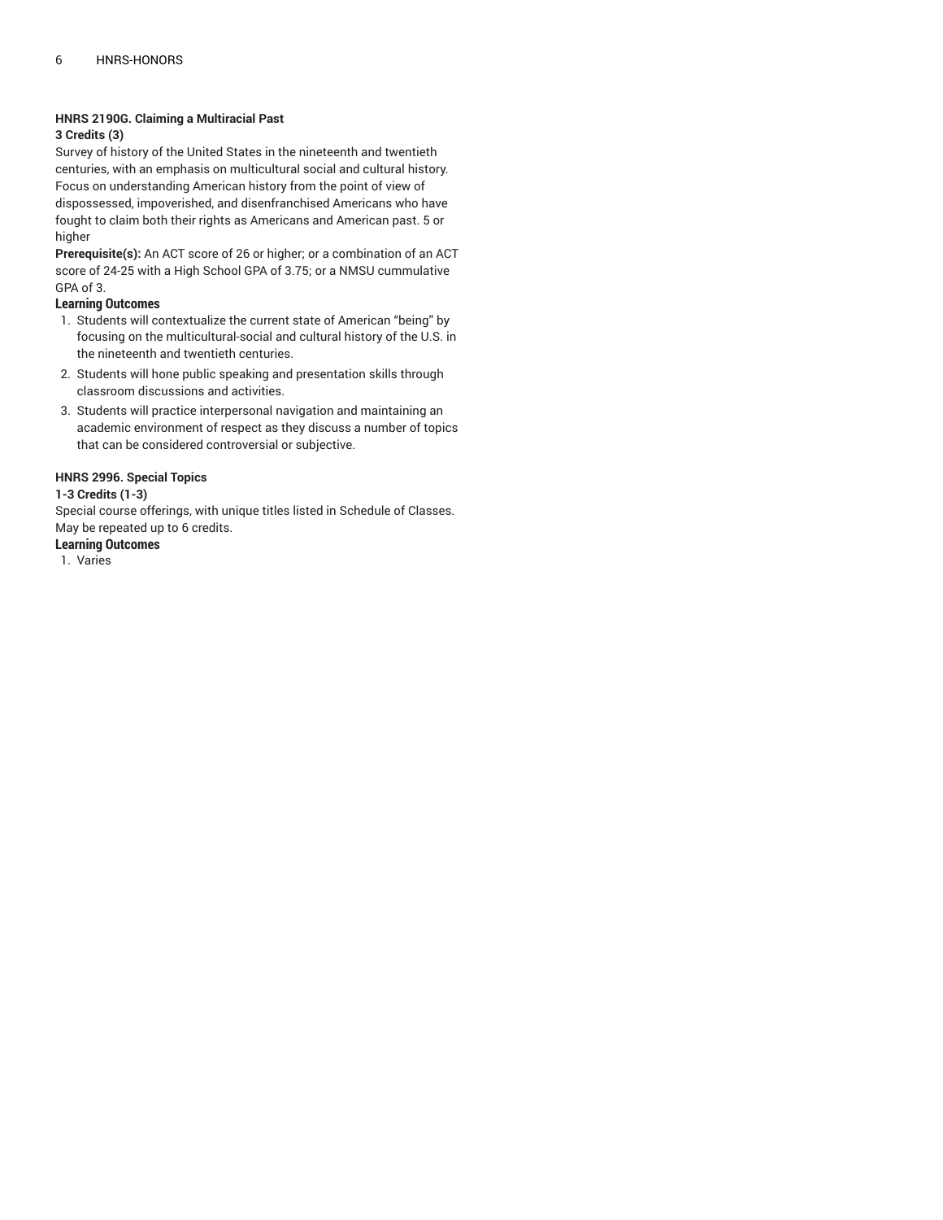### HNRS 2190G. Claiming a Multiracial Past

**3 Credits (3)**

Survey of history of the United States in the nineteenth and twentieth centuries, with an emphasis on multicultural social and cultural history. Focus on understanding American history from the point of view of dispossessed, impoverished, and disenfranchised Americans who have fought to claim both their rights as Americans and American past. 5 or higher

**Prerequisite(s):** An ACT score of 26 or higher; or a combination of an ACT score of 24-25 with a High School GPA of 3.75; or a NMSU cummulative GPA of 3.

**Learning Outcomes**

1. Students will contextualize the current state of American "being" by focusing on the multicultural-social and cultural history of the U.S. in the nineteenth and twentieth centuries.
2. Students will hone public speaking and presentation skills through classroom discussions and activities.
3. Students will practice interpersonal navigation and maintaining an academic environment of respect as they discuss a number of topics that can be considered controversial or subjective.

### HNRS 2996. Special Topics

**1-3 Credits (1-3)**

Special course offerings, with unique titles listed in Schedule of Classes. May be repeated up to 6 credits.

**Learning Outcomes**

1. Varies